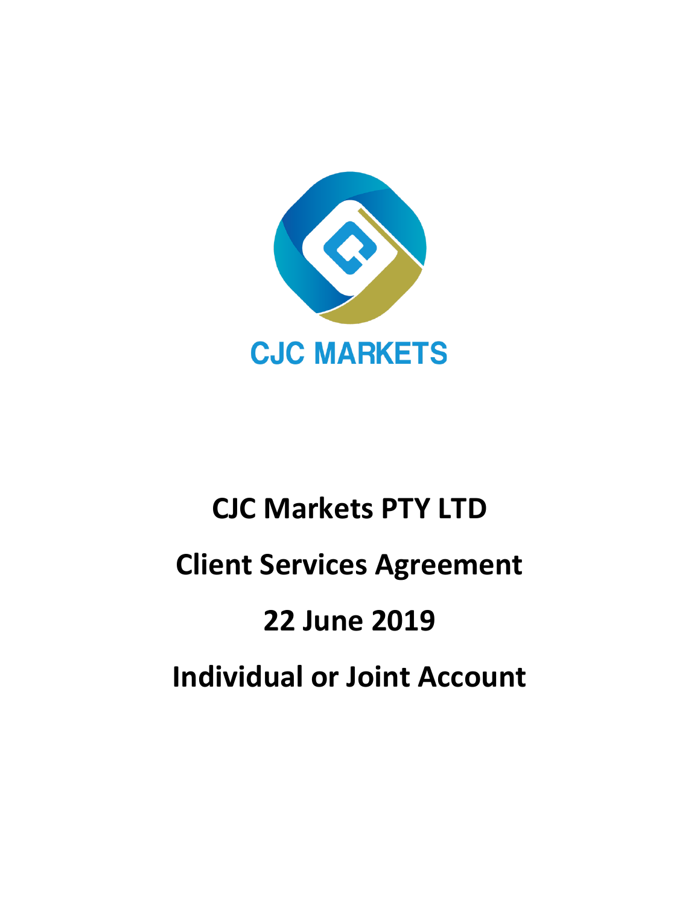CJC MARKETS

# CJC Markets PTY LTD

# Client Services Agreement

# 22 June 2019

# Individual or Joint Account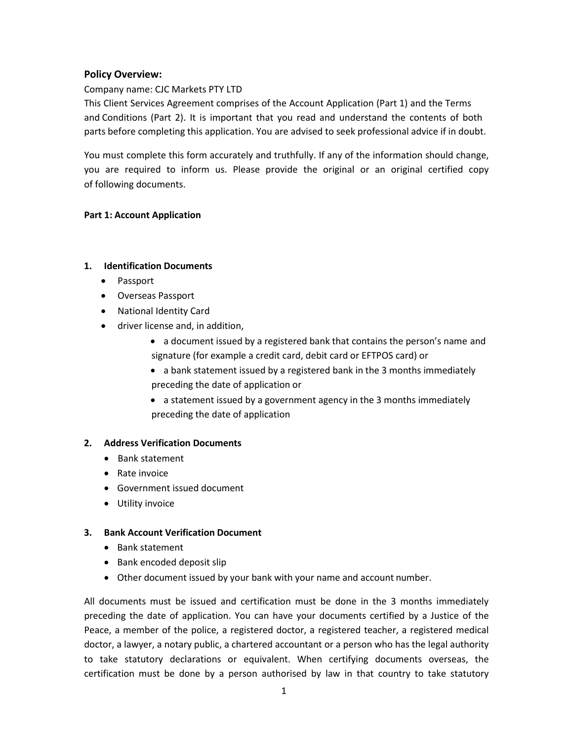## Policy Overview:

Company name: CJC Markets PTY LTD

This Client Services Agreement comprises of the Account Application (Part 1) and the Terms and Conditions (Part 2). It is important that you read and understand the contents of both parts before completing this application. You are advised to seek professional advice if in doubt.

You must complete this form accurately and truthfully. If any of the information should change, you are required to inform us. Please provide the original or an original certified copy of following documents.

**Part 1: Account Application**

**1. Identification Documents**

- Passport
- Overseas Passport
- National Identity Card
- driver license and, in addition,
    - a document issued by a registered bank that contains the person's name and signature (for example a credit card, debit card or EFTPOS card) or
    - a bank statement issued by a registered bank in the 3 months immediately preceding the date of application or
    - a statement issued by a government agency in the 3 months immediately preceding the date of application

**2. Address Verification Documents**

- Bank statement
- Rate invoice
- Government issued document
- Utility invoice

**3. Bank Account Verification Document**

- Bank statement
- Bank encoded deposit slip
- Other document issued by your bank with your name and account number.

All documents must be issued and certification must be done in the 3 months immediately preceding the date of application. You can have your documents certified by a Justice of the Peace, a member of the police, a registered doctor, a registered teacher, a registered medical doctor, a lawyer, a notary public, a chartered accountant or a person who has the legal authority to take statutory declarations or equivalent. When certifying documents overseas, the certification must be done by a person authorised by law in that country to take statutory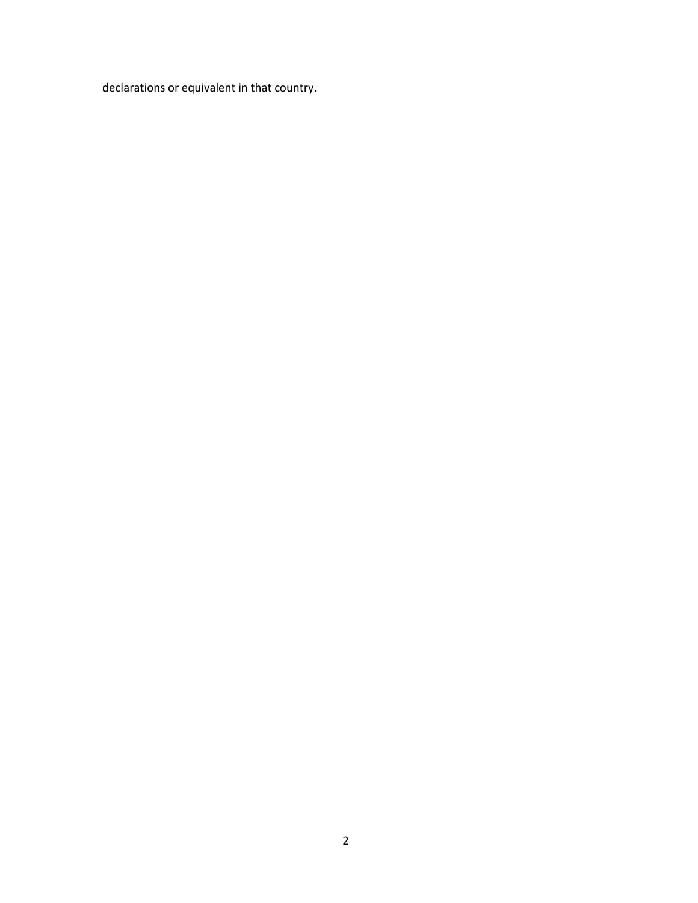declarations or equivalent in that country.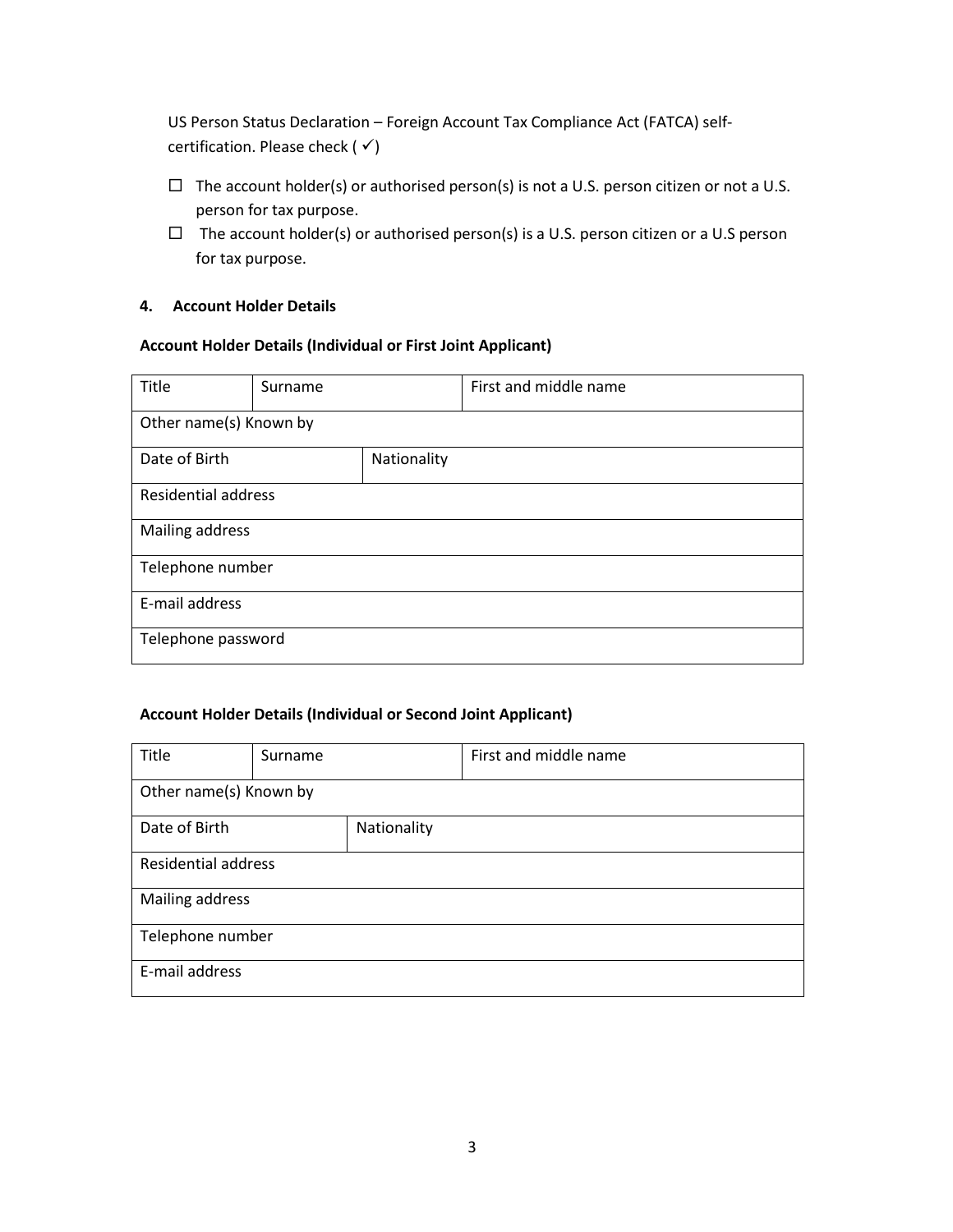US Person Status Declaration – Foreign Account Tax Compliance Act (FATCA) self-certification. Please check ( ✓)

- ☐ The account holder(s) or authorised person(s) is not a U.S. person citizen or not a U.S. person for tax purpose.
- ☐ The account holder(s) or authorised person(s) is a U.S. person citizen or a U.S person for tax purpose.

#### 4. Account Holder Details

**Account Holder Details (Individual or First Joint Applicant)**

| Title | Surname | | First and middle name |
|---|---|---|---|
| Other name(s) Known by | | | |
| Date of Birth | | Nationality | |
| Residential address | | | |
| Mailing address | | | |
| Telephone number | | | |
| E-mail address | | | |
| Telephone password | | | |

**Account Holder Details (Individual or Second Joint Applicant)**

| Title | Surname | | First and middle name |
|---|---|---|---|
| Other name(s) Known by | | | |
| Date of Birth | | Nationality | |
| Residential address | | | |
| Mailing address | | | |
| Telephone number | | | |
| E-mail address | | | |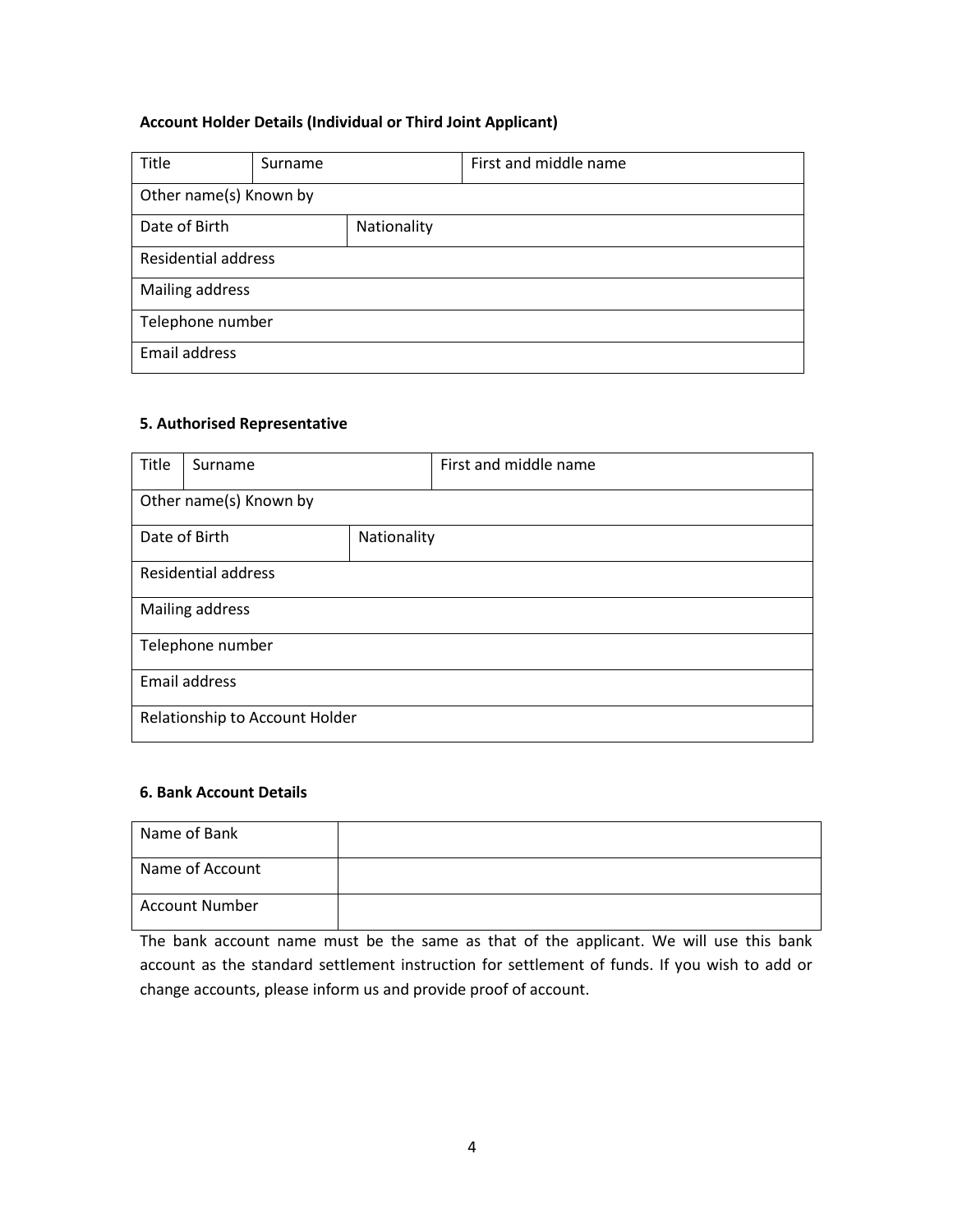**Account Holder Details (Individual or Third Joint Applicant)**

| | | |
|---|---|---|
| Title | Surname | First and middle name |
| Other name(s) Known by | | |
| Date of Birth | Nationality | |
| Residential address | | |
| Mailing address | | |
| Telephone number | | |
| Email address | | |

**5. Authorised Representative**

| | | |
|---|---|---|
| Title | Surname | First and middle name |
| Other name(s) Known by | | |
| Date of Birth | Nationality | |
| Residential address | | |
| Mailing address | | |
| Telephone number | | |
| Email address | | |
| Relationship to Account Holder | | |

**6. Bank Account Details**

| | |
|---|---|
| Name of Bank | |
| Name of Account | |
| Account Number | |

The bank account name must be the same as that of the applicant. We will use this bank account as the standard settlement instruction for settlement of funds. If you wish to add or change accounts, please inform us and provide proof of account.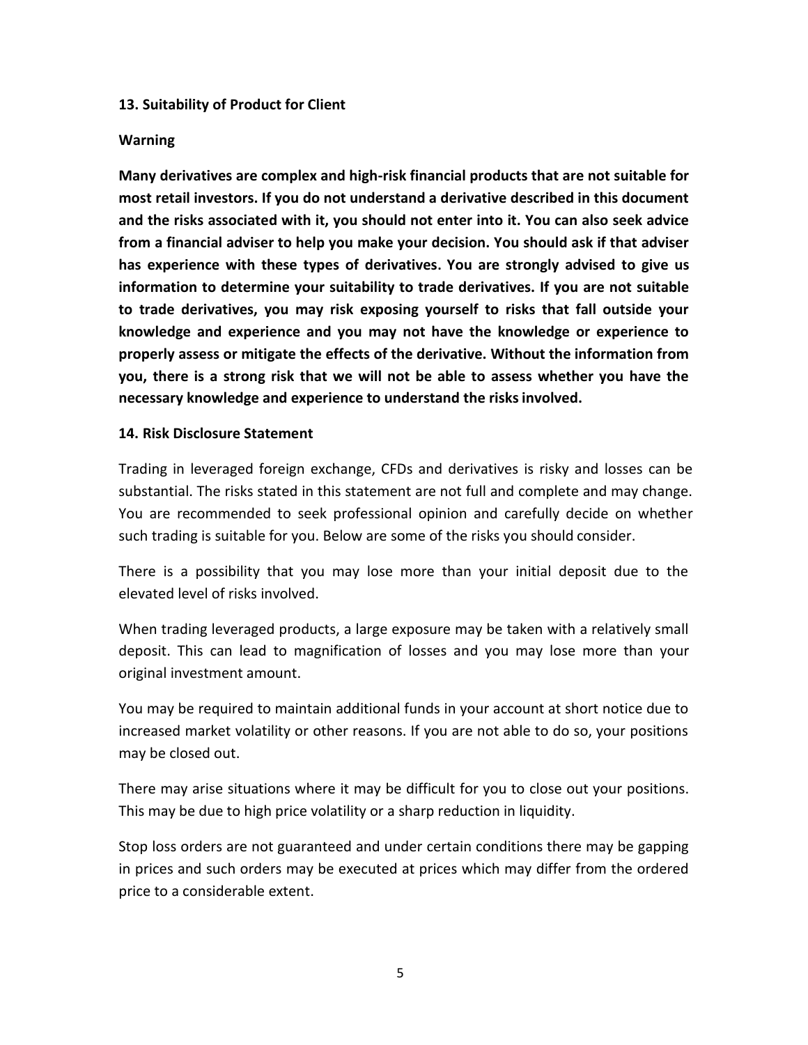**13. Suitability of Product for Client**

**Warning**

**Many derivatives are complex and high-risk financial products that are not suitable for most retail investors. If you do not understand a derivative described in this document and the risks associated with it, you should not enter into it. You can also seek advice from a financial adviser to help you make your decision. You should ask if that adviser has experience with these types of derivatives. You are strongly advised to give us information to determine your suitability to trade derivatives. If you are not suitable to trade derivatives, you may risk exposing yourself to risks that fall outside your knowledge and experience and you may not have the knowledge or experience to properly assess or mitigate the effects of the derivative. Without the information from you, there is a strong risk that we will not be able to assess whether you have the necessary knowledge and experience to understand the risks involved.**

**14. Risk Disclosure Statement**

Trading in leveraged foreign exchange, CFDs and derivatives is risky and losses can be substantial. The risks stated in this statement are not full and complete and may change. You are recommended to seek professional opinion and carefully decide on whether such trading is suitable for you. Below are some of the risks you should consider.

There is a possibility that you may lose more than your initial deposit due to the elevated level of risks involved.

When trading leveraged products, a large exposure may be taken with a relatively small deposit. This can lead to magnification of losses and you may lose more than your original investment amount.

You may be required to maintain additional funds in your account at short notice due to increased market volatility or other reasons. If you are not able to do so, your positions may be closed out.

There may arise situations where it may be difficult for you to close out your positions. This may be due to high price volatility or a sharp reduction in liquidity.

Stop loss orders are not guaranteed and under certain conditions there may be gapping in prices and such orders may be executed at prices which may differ from the ordered price to a considerable extent.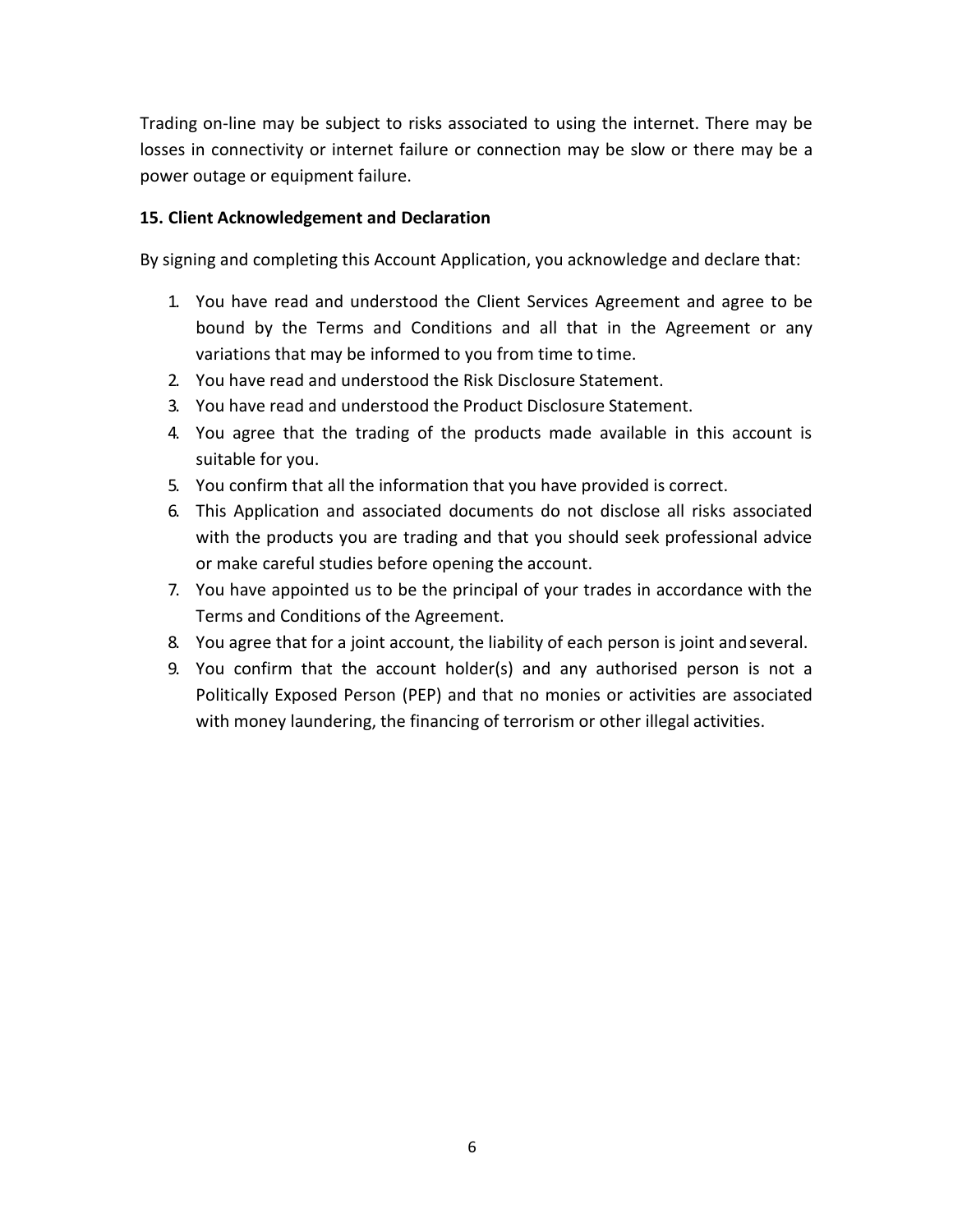Trading on-line may be subject to risks associated to using the internet. There may be losses in connectivity or internet failure or connection may be slow or there may be a power outage or equipment failure.

**15. Client Acknowledgement and Declaration**

By signing and completing this Account Application, you acknowledge and declare that:

1. You have read and understood the Client Services Agreement and agree to be bound by the Terms and Conditions and all that in the Agreement or any variations that may be informed to you from time to time.
2. You have read and understood the Risk Disclosure Statement.
3. You have read and understood the Product Disclosure Statement.
4. You agree that the trading of the products made available in this account is suitable for you.
5. You confirm that all the information that you have provided is correct.
6. This Application and associated documents do not disclose all risks associated with the products you are trading and that you should seek professional advice or make careful studies before opening the account.
7. You have appointed us to be the principal of your trades in accordance with the Terms and Conditions of the Agreement.
8. You agree that for a joint account, the liability of each person is joint and several.
9. You confirm that the account holder(s) and any authorised person is not a Politically Exposed Person (PEP) and that no monies or activities are associated with money laundering, the financing of terrorism or other illegal activities.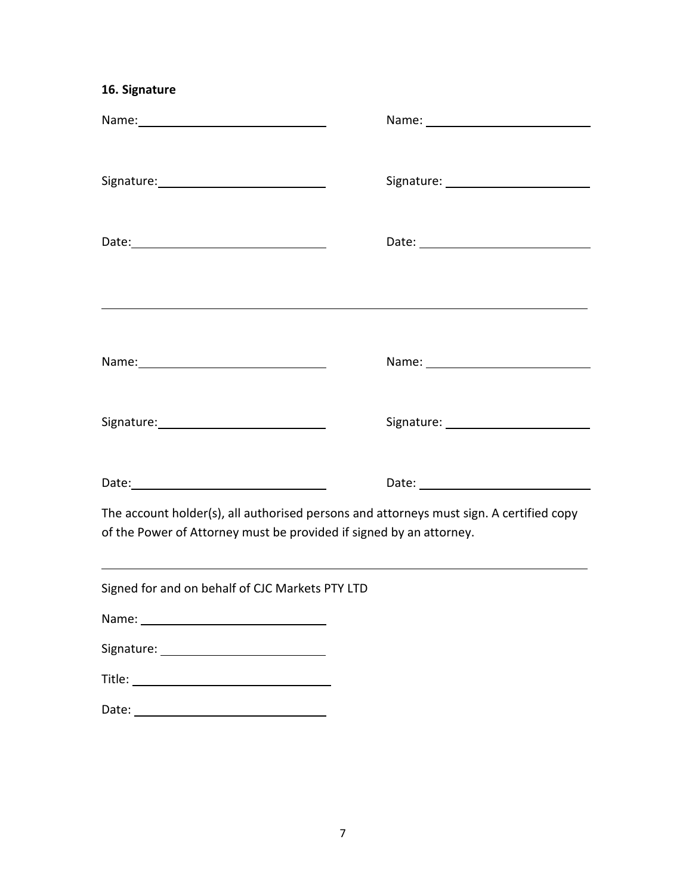**16. Signature**

Name: ____________________________ Name: ____________________________

Signature: ____________________________ Signature: ____________________________

Date: ____________________________ Date: ____________________________

---

Name: ____________________________ Name: ____________________________

Signature: ____________________________ Signature: ____________________________

Date: ____________________________ Date: ____________________________

The account holder(s), all authorised persons and attorneys must sign. A certified copy of the Power of Attorney must be provided if signed by an attorney.

---

Signed for and on behalf of CJC Markets PTY LTD

Name: ____________________________

Signature: ____________________________

Title: ____________________________

Date: ____________________________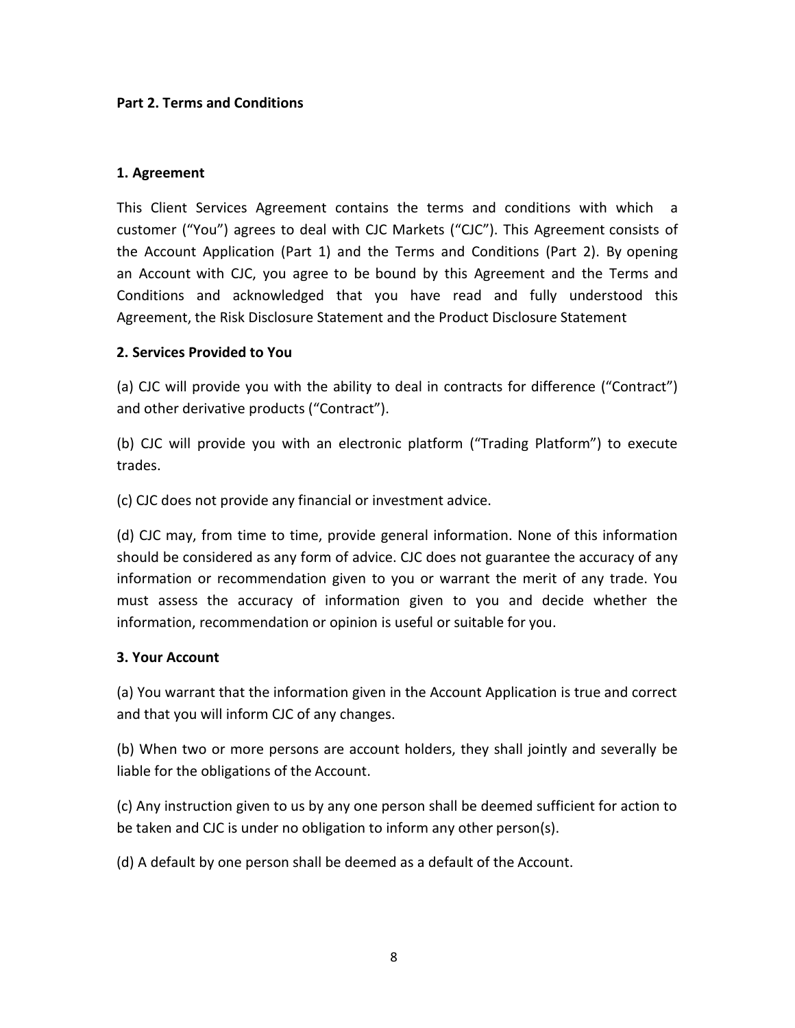**Part 2. Terms and Conditions**

**1. Agreement**

This Client Services Agreement contains the terms and conditions with which a customer ("You") agrees to deal with CJC Markets ("CJC"). This Agreement consists of the Account Application (Part 1) and the Terms and Conditions (Part 2). By opening an Account with CJC, you agree to be bound by this Agreement and the Terms and Conditions and acknowledged that you have read and fully understood this Agreement, the Risk Disclosure Statement and the Product Disclosure Statement

**2. Services Provided to You**

(a) CJC will provide you with the ability to deal in contracts for difference ("Contract") and other derivative products ("Contract").

(b) CJC will provide you with an electronic platform ("Trading Platform") to execute trades.

(c) CJC does not provide any financial or investment advice.

(d) CJC may, from time to time, provide general information. None of this information should be considered as any form of advice. CJC does not guarantee the accuracy of any information or recommendation given to you or warrant the merit of any trade. You must assess the accuracy of information given to you and decide whether the information, recommendation or opinion is useful or suitable for you.

**3. Your Account**

(a) You warrant that the information given in the Account Application is true and correct and that you will inform CJC of any changes.

(b) When two or more persons are account holders, they shall jointly and severally be liable for the obligations of the Account.

(c) Any instruction given to us by any one person shall be deemed sufficient for action to be taken and CJC is under no obligation to inform any other person(s).

(d) A default by one person shall be deemed as a default of the Account.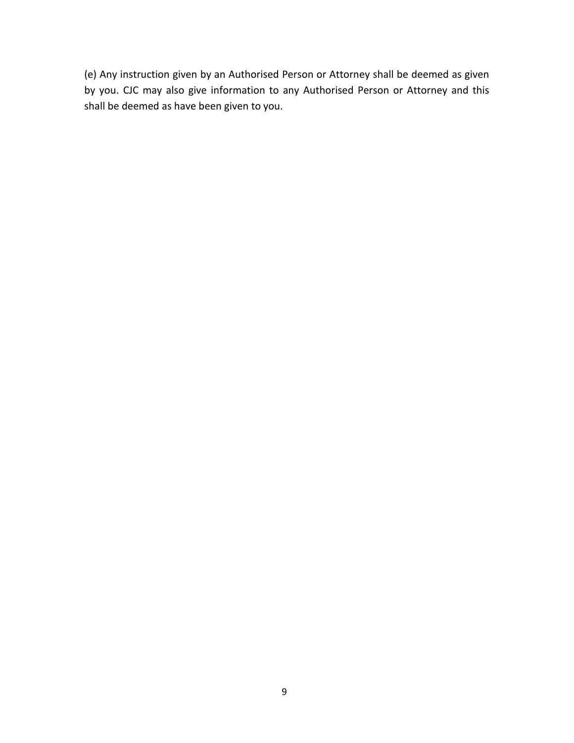(e) Any instruction given by an Authorised Person or Attorney shall be deemed as given by you. CJC may also give information to any Authorised Person or Attorney and this shall be deemed as have been given to you.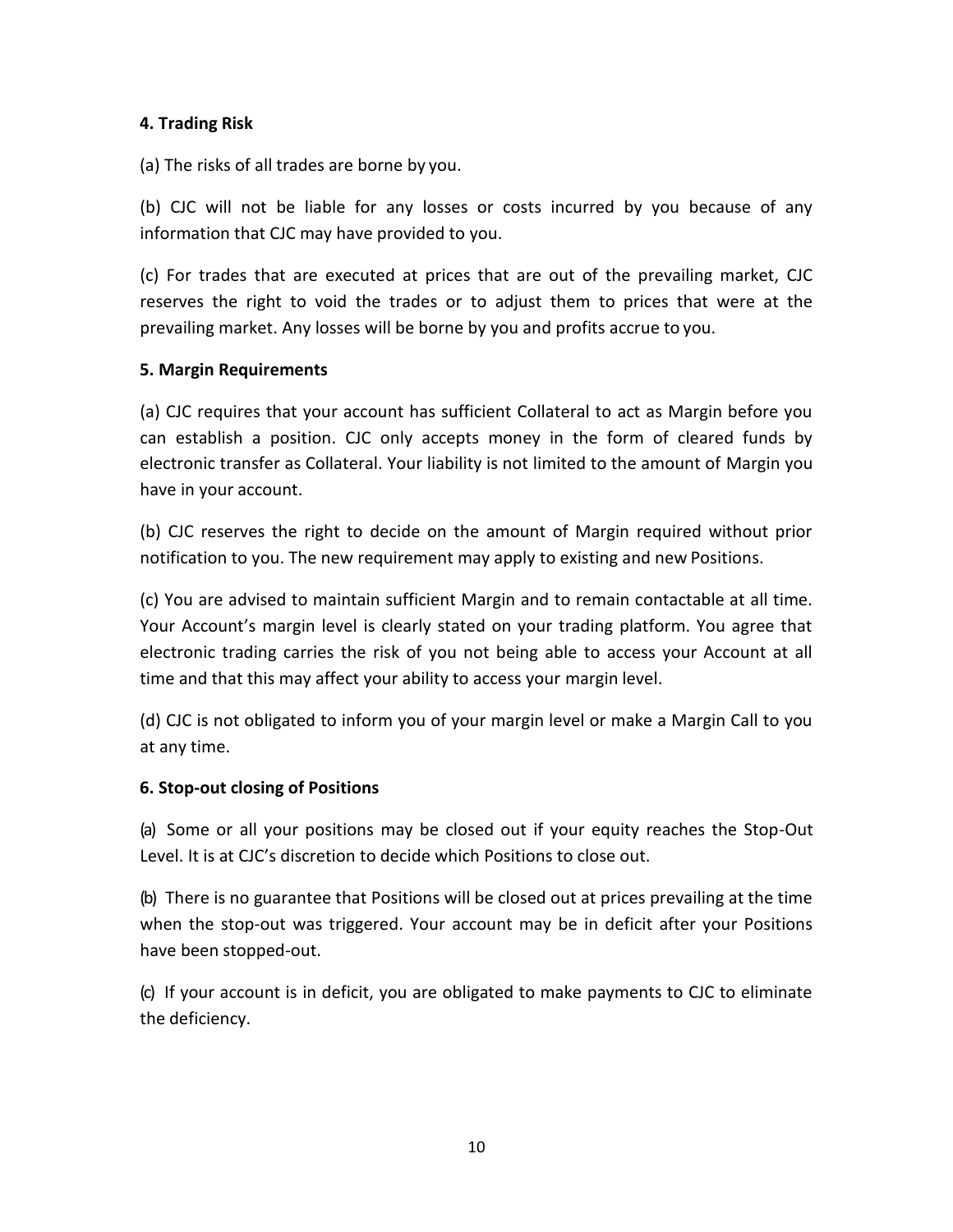**4. Trading Risk**

(a) The risks of all trades are borne by you.

(b) CJC will not be liable for any losses or costs incurred by you because of any information that CJC may have provided to you.

(c) For trades that are executed at prices that are out of the prevailing market, CJC reserves the right to void the trades or to adjust them to prices that were at the prevailing market. Any losses will be borne by you and profits accrue to you.

**5. Margin Requirements**

(a) CJC requires that your account has sufficient Collateral to act as Margin before you can establish a position. CJC only accepts money in the form of cleared funds by electronic transfer as Collateral. Your liability is not limited to the amount of Margin you have in your account.

(b) CJC reserves the right to decide on the amount of Margin required without prior notification to you. The new requirement may apply to existing and new Positions.

(c) You are advised to maintain sufficient Margin and to remain contactable at all time. Your Account's margin level is clearly stated on your trading platform. You agree that electronic trading carries the risk of you not being able to access your Account at all time and that this may affect your ability to access your margin level.

(d) CJC is not obligated to inform you of your margin level or make a Margin Call to you at any time.

**6. Stop-out closing of Positions**

(a) Some or all your positions may be closed out if your equity reaches the Stop-Out Level. It is at CJC's discretion to decide which Positions to close out.

(b) There is no guarantee that Positions will be closed out at prices prevailing at the time when the stop-out was triggered. Your account may be in deficit after your Positions have been stopped-out.

(c) If your account is in deficit, you are obligated to make payments to CJC to eliminate the deficiency.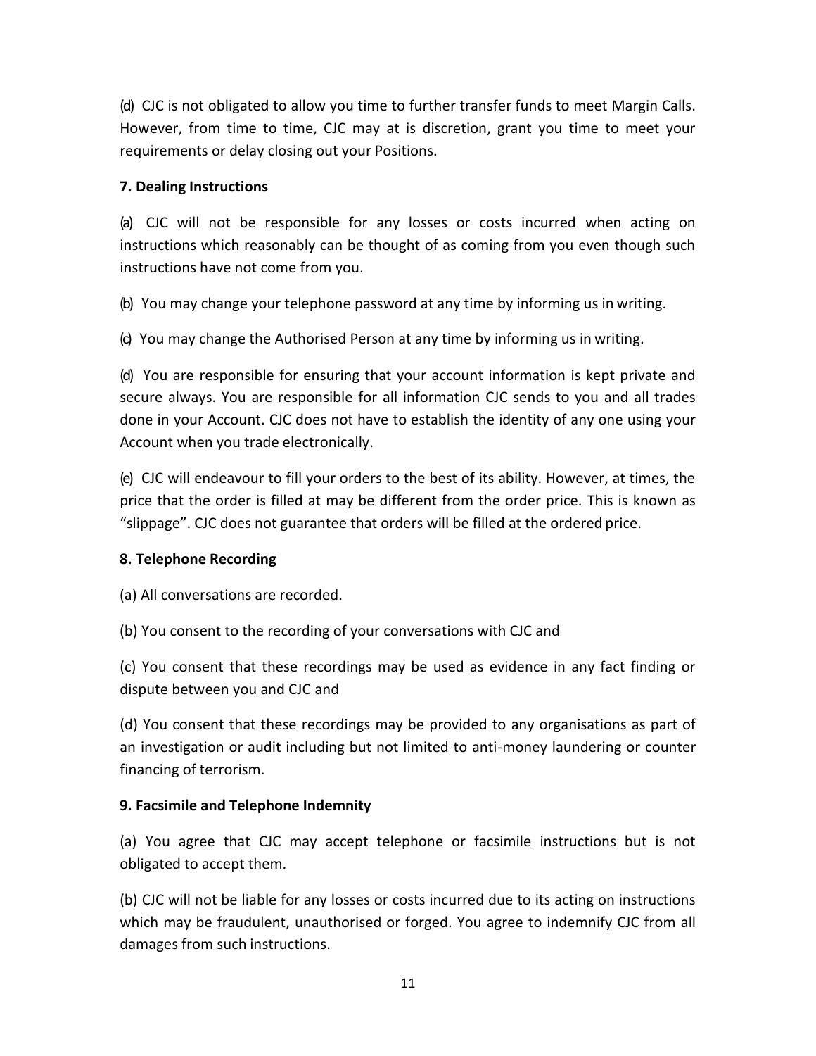(d) CJC is not obligated to allow you time to further transfer funds to meet Margin Calls. However, from time to time, CJC may at is discretion, grant you time to meet your requirements or delay closing out your Positions.

**7. Dealing Instructions**

(a) CJC will not be responsible for any losses or costs incurred when acting on instructions which reasonably can be thought of as coming from you even though such instructions have not come from you.

(b) You may change your telephone password at any time by informing us in writing.

(c) You may change the Authorised Person at any time by informing us in writing.

(d) You are responsible for ensuring that your account information is kept private and secure always. You are responsible for all information CJC sends to you and all trades done in your Account. CJC does not have to establish the identity of any one using your Account when you trade electronically.

(e) CJC will endeavour to fill your orders to the best of its ability. However, at times, the price that the order is filled at may be different from the order price. This is known as "slippage". CJC does not guarantee that orders will be filled at the ordered price.

**8. Telephone Recording**

(a) All conversations are recorded.

(b) You consent to the recording of your conversations with CJC and

(c) You consent that these recordings may be used as evidence in any fact finding or dispute between you and CJC and

(d) You consent that these recordings may be provided to any organisations as part of an investigation or audit including but not limited to anti-money laundering or counter financing of terrorism.

**9. Facsimile and Telephone Indemnity**

(a) You agree that CJC may accept telephone or facsimile instructions but is not obligated to accept them.

(b) CJC will not be liable for any losses or costs incurred due to its acting on instructions which may be fraudulent, unauthorised or forged. You agree to indemnify CJC from all damages from such instructions.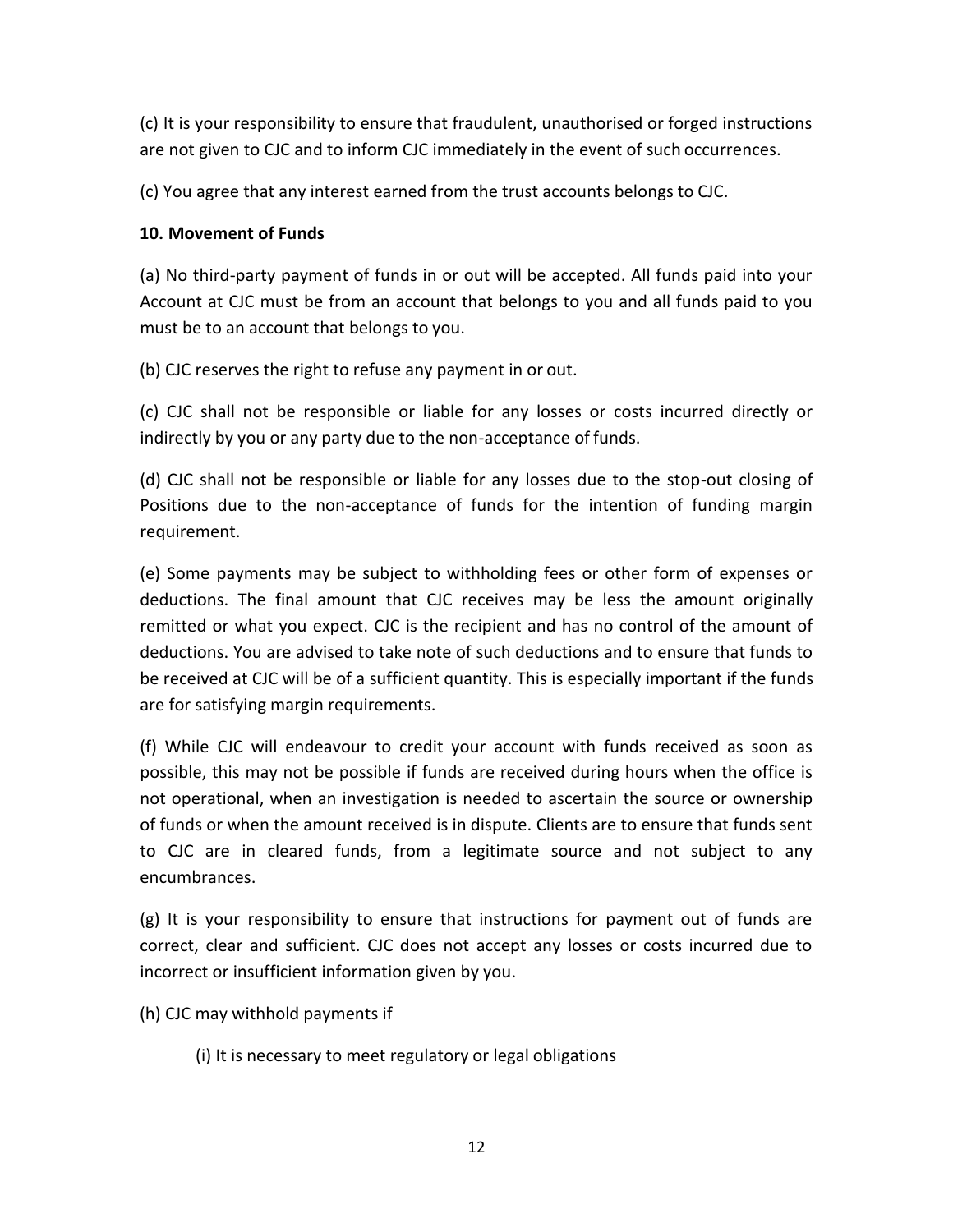(c) It is your responsibility to ensure that fraudulent, unauthorised or forged instructions are not given to CJC and to inform CJC immediately in the event of such occurrences.

(c) You agree that any interest earned from the trust accounts belongs to CJC.

**10. Movement of Funds**

(a) No third-party payment of funds in or out will be accepted. All funds paid into your Account at CJC must be from an account that belongs to you and all funds paid to you must be to an account that belongs to you.

(b) CJC reserves the right to refuse any payment in or out.

(c) CJC shall not be responsible or liable for any losses or costs incurred directly or indirectly by you or any party due to the non-acceptance of funds.

(d) CJC shall not be responsible or liable for any losses due to the stop-out closing of Positions due to the non-acceptance of funds for the intention of funding margin requirement.

(e) Some payments may be subject to withholding fees or other form of expenses or deductions. The final amount that CJC receives may be less the amount originally remitted or what you expect. CJC is the recipient and has no control of the amount of deductions. You are advised to take note of such deductions and to ensure that funds to be received at CJC will be of a sufficient quantity. This is especially important if the funds are for satisfying margin requirements.

(f) While CJC will endeavour to credit your account with funds received as soon as possible, this may not be possible if funds are received during hours when the office is not operational, when an investigation is needed to ascertain the source or ownership of funds or when the amount received is in dispute. Clients are to ensure that funds sent to CJC are in cleared funds, from a legitimate source and not subject to any encumbrances.

(g) It is your responsibility to ensure that instructions for payment out of funds are correct, clear and sufficient. CJC does not accept any losses or costs incurred due to incorrect or insufficient information given by you.

(h) CJC may withhold payments if

(i) It is necessary to meet regulatory or legal obligations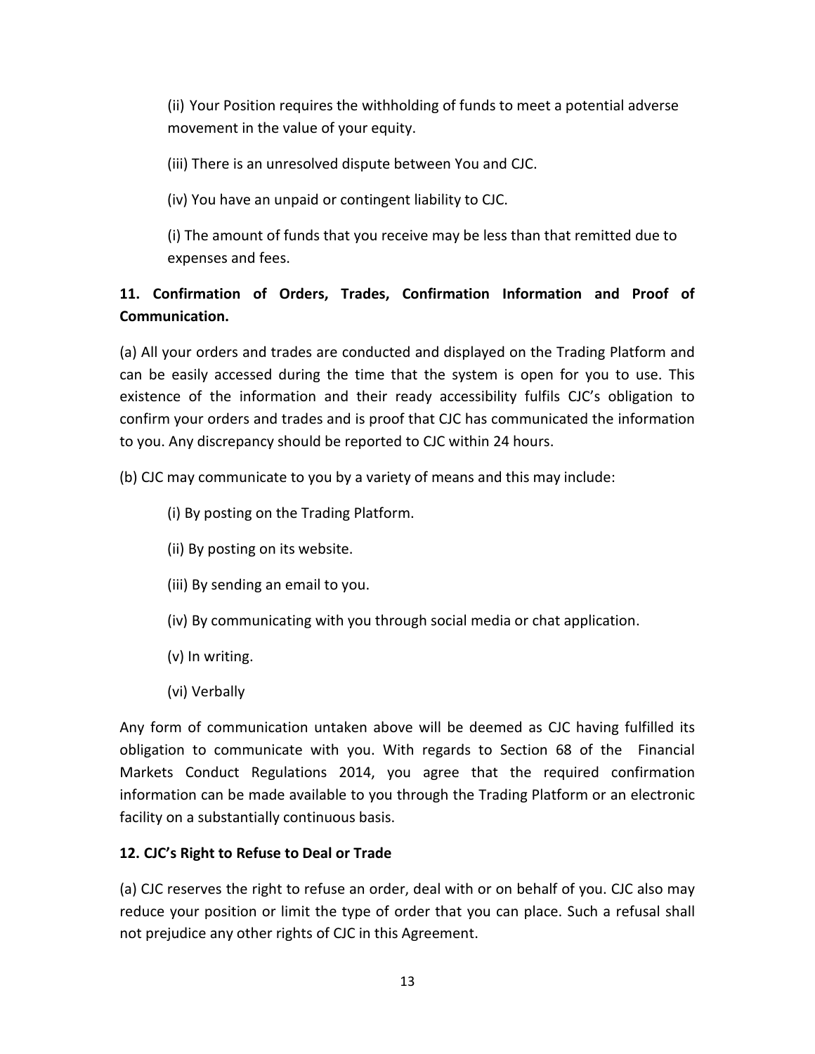(ii) Your Position requires the withholding of funds to meet a potential adverse movement in the value of your equity.

(iii) There is an unresolved dispute between You and CJC.

(iv) You have an unpaid or contingent liability to CJC.

(i) The amount of funds that you receive may be less than that remitted due to expenses and fees.

**11. Confirmation of Orders, Trades, Confirmation Information and Proof of Communication.**

(a) All your orders and trades are conducted and displayed on the Trading Platform and can be easily accessed during the time that the system is open for you to use. This existence of the information and their ready accessibility fulfils CJC's obligation to confirm your orders and trades and is proof that CJC has communicated the information to you. Any discrepancy should be reported to CJC within 24 hours.

(b) CJC may communicate to you by a variety of means and this may include:

(i) By posting on the Trading Platform.

(ii) By posting on its website.

(iii) By sending an email to you.

(iv) By communicating with you through social media or chat application.

(v) In writing.

(vi) Verbally

Any form of communication untaken above will be deemed as CJC having fulfilled its obligation to communicate with you. With regards to Section 68 of the Financial Markets Conduct Regulations 2014, you agree that the required confirmation information can be made available to you through the Trading Platform or an electronic facility on a substantially continuous basis.

**12. CJC's Right to Refuse to Deal or Trade**

(a) CJC reserves the right to refuse an order, deal with or on behalf of you. CJC also may reduce your position or limit the type of order that you can place. Such a refusal shall not prejudice any other rights of CJC in this Agreement.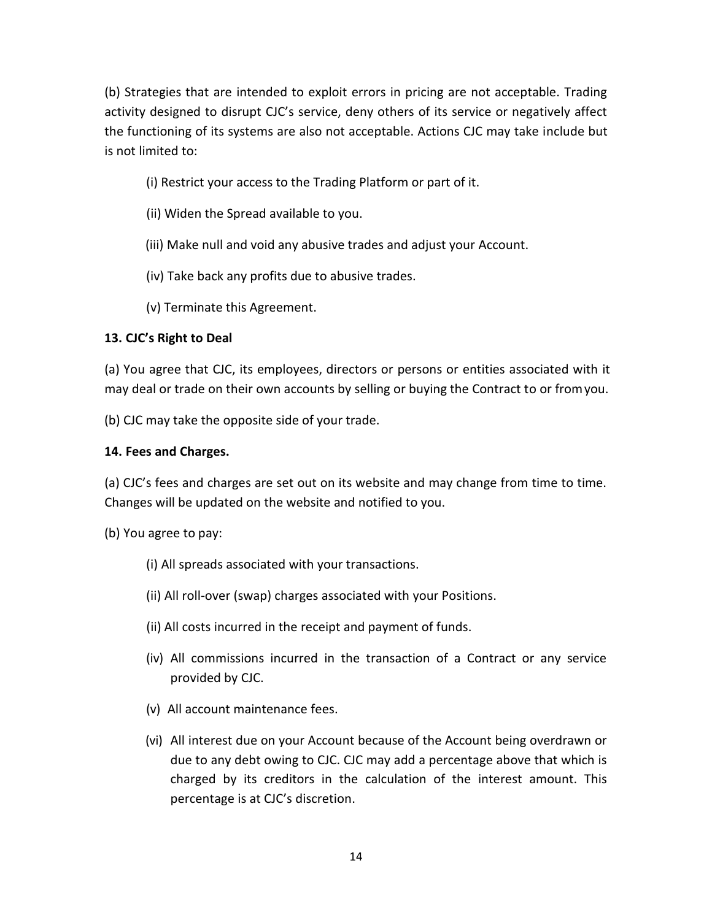(b) Strategies that are intended to exploit errors in pricing are not acceptable. Trading activity designed to disrupt CJC's service, deny others of its service or negatively affect the functioning of its systems are also not acceptable. Actions CJC may take include but is not limited to:

(i) Restrict your access to the Trading Platform or part of it.

(ii) Widen the Spread available to you.

(iii) Make null and void any abusive trades and adjust your Account.

(iv) Take back any profits due to abusive trades.

(v) Terminate this Agreement.

**13. CJC's Right to Deal**

(a) You agree that CJC, its employees, directors or persons or entities associated with it may deal or trade on their own accounts by selling or buying the Contract to or from you.

(b) CJC may take the opposite side of your trade.

**14. Fees and Charges.**

(a) CJC's fees and charges are set out on its website and may change from time to time. Changes will be updated on the website and notified to you.

(b) You agree to pay:

(i) All spreads associated with your transactions.

(ii) All roll-over (swap) charges associated with your Positions.

(ii) All costs incurred in the receipt and payment of funds.

(iv) All commissions incurred in the transaction of a Contract or any service provided by CJC.

(v) All account maintenance fees.

(vi) All interest due on your Account because of the Account being overdrawn or due to any debt owing to CJC. CJC may add a percentage above that which is charged by its creditors in the calculation of the interest amount. This percentage is at CJC's discretion.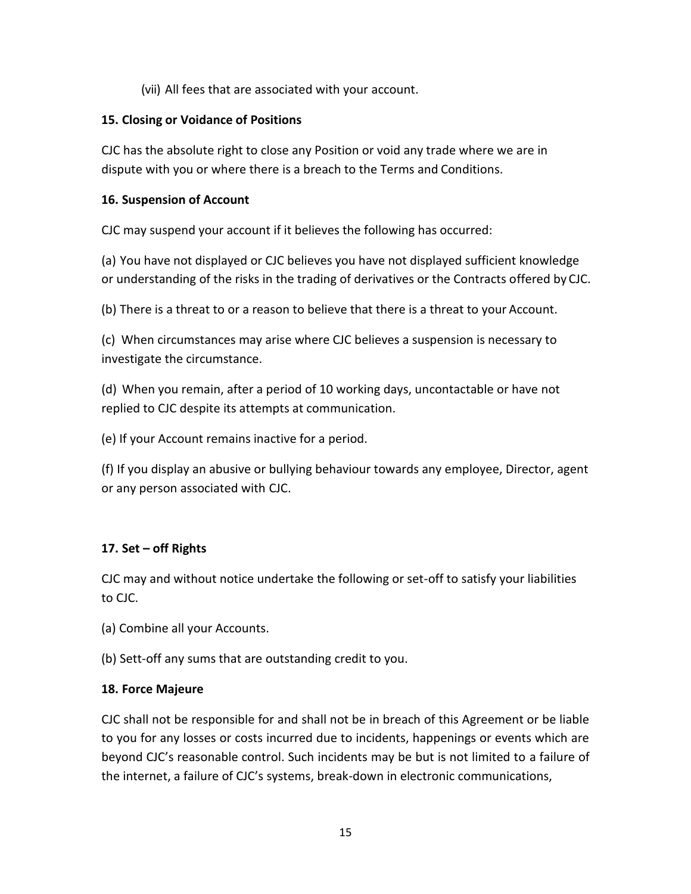(vii) All fees that are associated with your account.

**15. Closing or Voidance of Positions**

CJC has the absolute right to close any Position or void any trade where we are in dispute with you or where there is a breach to the Terms and Conditions.

**16. Suspension of Account**

CJC may suspend your account if it believes the following has occurred:

(a) You have not displayed or CJC believes you have not displayed sufficient knowledge or understanding of the risks in the trading of derivatives or the Contracts offered by CJC.

(b) There is a threat to or a reason to believe that there is a threat to your Account.

(c) When circumstances may arise where CJC believes a suspension is necessary to investigate the circumstance.

(d) When you remain, after a period of 10 working days, uncontactable or have not replied to CJC despite its attempts at communication.

(e) If your Account remains inactive for a period.

(f) If you display an abusive or bullying behaviour towards any employee, Director, agent or any person associated with CJC.

**17. Set – off Rights**

CJC may and without notice undertake the following or set-off to satisfy your liabilities to CJC.

(a) Combine all your Accounts.

(b) Sett-off any sums that are outstanding credit to you.

**18. Force Majeure**

CJC shall not be responsible for and shall not be in breach of this Agreement or be liable to you for any losses or costs incurred due to incidents, happenings or events which are beyond CJC's reasonable control. Such incidents may be but is not limited to a failure of the internet, a failure of CJC's systems, break-down in electronic communications,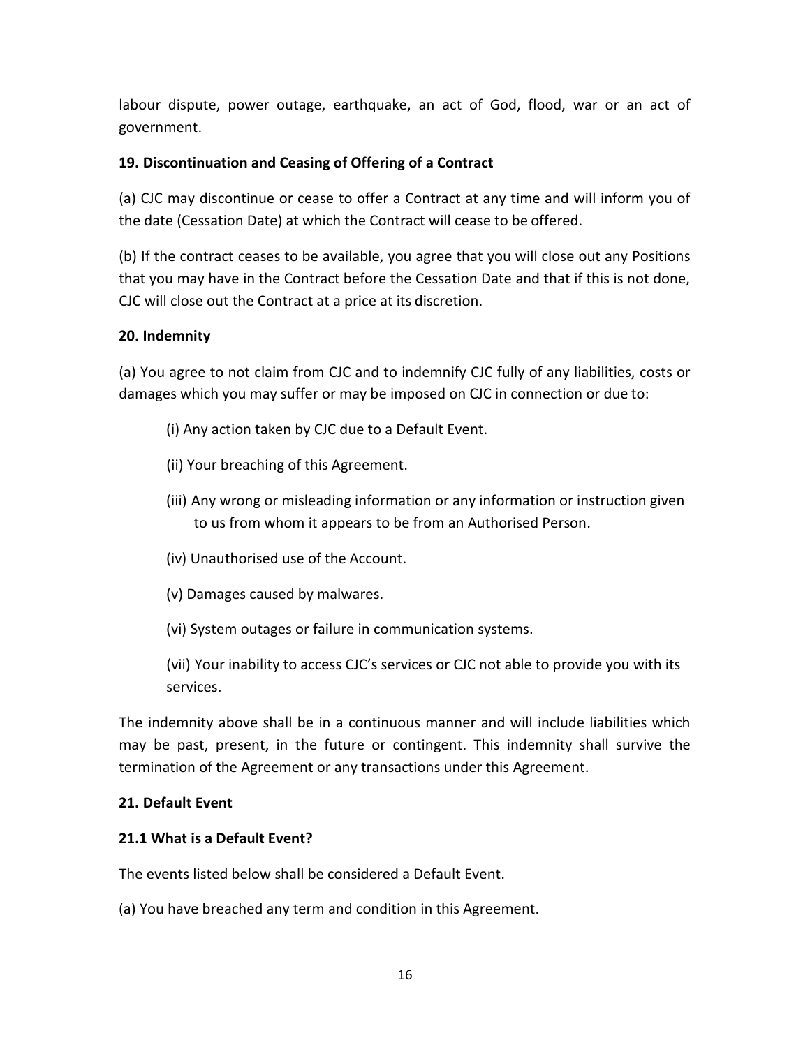labour dispute, power outage, earthquake, an act of God, flood, war or an act of government.

**19. Discontinuation and Ceasing of Offering of a Contract**

(a) CJC may discontinue or cease to offer a Contract at any time and will inform you of the date (Cessation Date) at which the Contract will cease to be offered.

(b) If the contract ceases to be available, you agree that you will close out any Positions that you may have in the Contract before the Cessation Date and that if this is not done, CJC will close out the Contract at a price at its discretion.

**20. Indemnity**

(a) You agree to not claim from CJC and to indemnify CJC fully of any liabilities, costs or damages which you may suffer or may be imposed on CJC in connection or due to:

(i) Any action taken by CJC due to a Default Event.

(ii) Your breaching of this Agreement.

(iii) Any wrong or misleading information or any information or instruction given to us from whom it appears to be from an Authorised Person.

(iv) Unauthorised use of the Account.

(v) Damages caused by malwares.

(vi) System outages or failure in communication systems.

(vii) Your inability to access CJC's services or CJC not able to provide you with its services.

The indemnity above shall be in a continuous manner and will include liabilities which may be past, present, in the future or contingent. This indemnity shall survive the termination of the Agreement or any transactions under this Agreement.

**21. Default Event**

**21.1 What is a Default Event?**

The events listed below shall be considered a Default Event.

(a) You have breached any term and condition in this Agreement.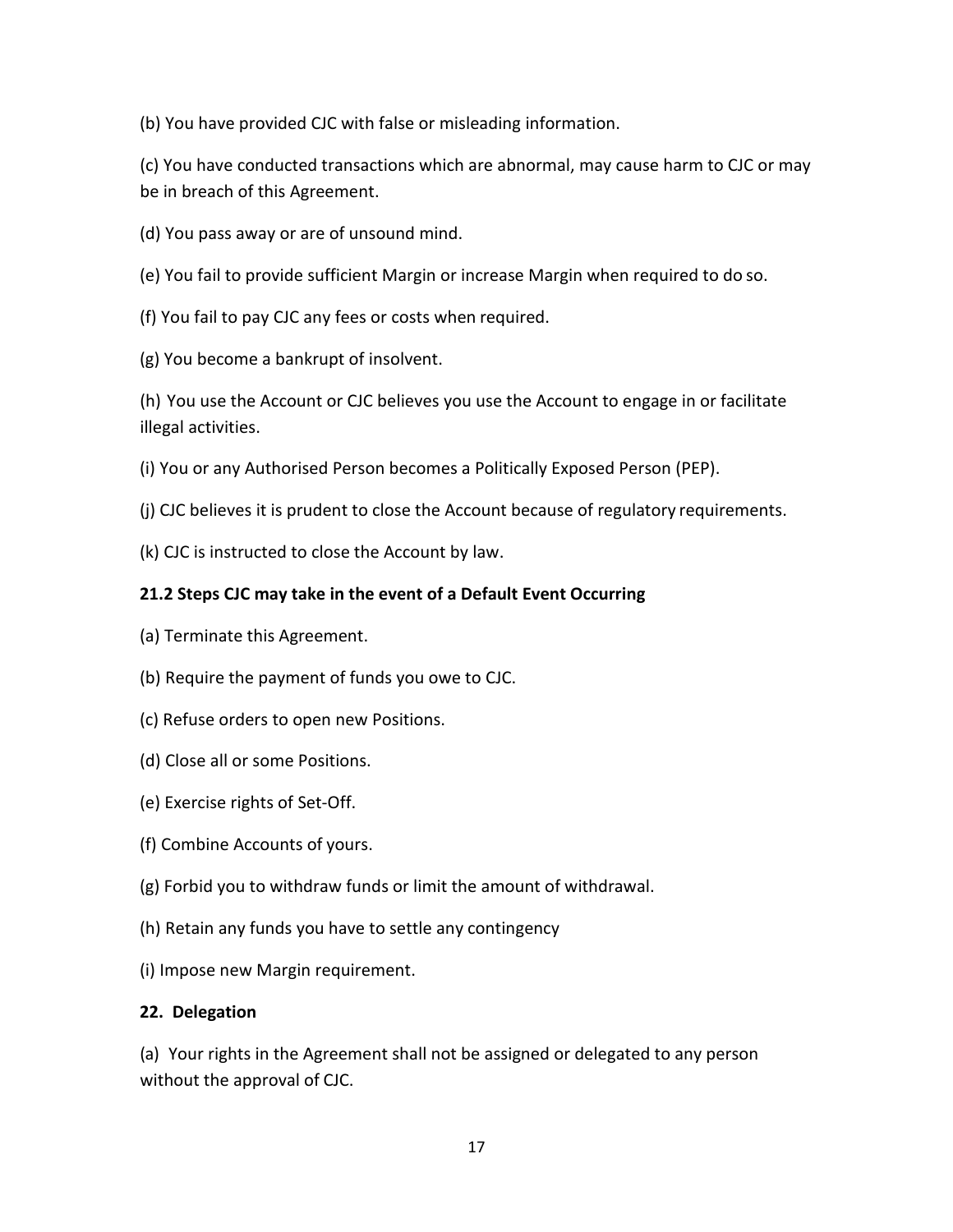(b) You have provided CJC with false or misleading information.

(c) You have conducted transactions which are abnormal, may cause harm to CJC or may be in breach of this Agreement.

(d) You pass away or are of unsound mind.

(e) You fail to provide sufficient Margin or increase Margin when required to do so.

(f) You fail to pay CJC any fees or costs when required.

(g) You become a bankrupt of insolvent.

(h) You use the Account or CJC believes you use the Account to engage in or facilitate illegal activities.

(i) You or any Authorised Person becomes a Politically Exposed Person (PEP).

(j) CJC believes it is prudent to close the Account because of regulatory requirements.

(k) CJC is instructed to close the Account by law.

**21.2 Steps CJC may take in the event of a Default Event Occurring**

(a) Terminate this Agreement.

(b) Require the payment of funds you owe to CJC.

(c) Refuse orders to open new Positions.

(d) Close all or some Positions.

(e) Exercise rights of Set-Off.

(f) Combine Accounts of yours.

(g) Forbid you to withdraw funds or limit the amount of withdrawal.

(h) Retain any funds you have to settle any contingency

(i) Impose new Margin requirement.

**22. Delegation**

(a) Your rights in the Agreement shall not be assigned or delegated to any person without the approval of CJC.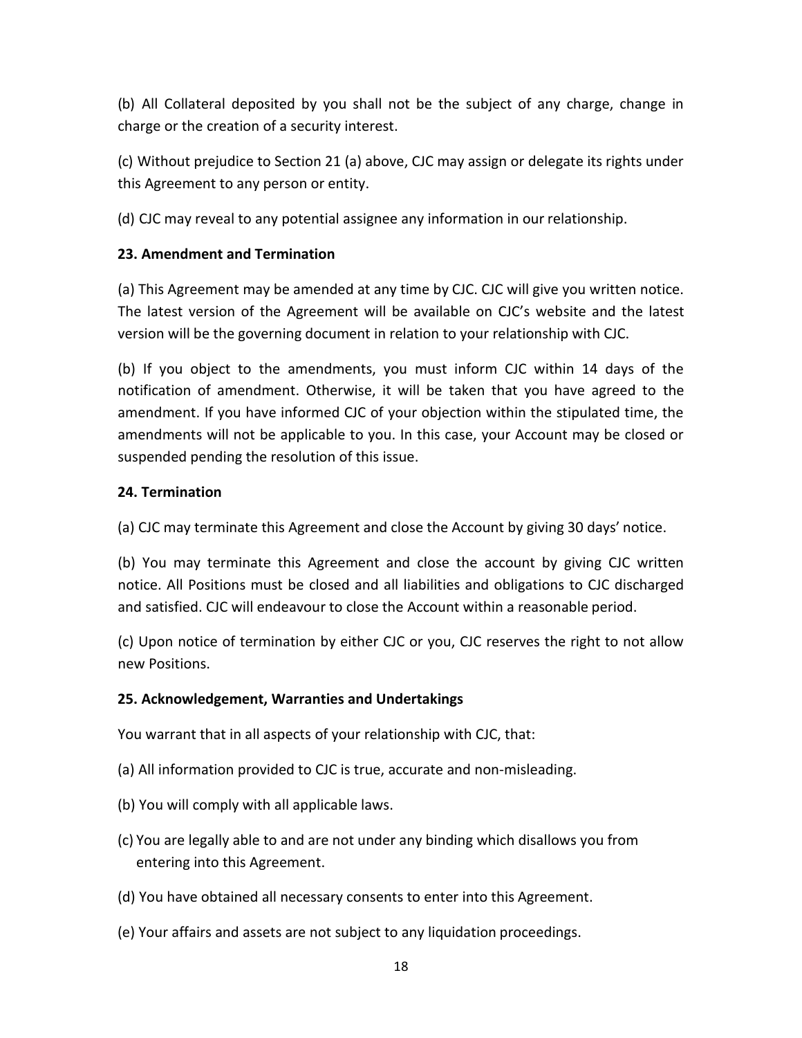(b) All Collateral deposited by you shall not be the subject of any charge, change in charge or the creation of a security interest.

(c) Without prejudice to Section 21 (a) above, CJC may assign or delegate its rights under this Agreement to any person or entity.

(d) CJC may reveal to any potential assignee any information in our relationship.

**23. Amendment and Termination**

(a) This Agreement may be amended at any time by CJC. CJC will give you written notice. The latest version of the Agreement will be available on CJC's website and the latest version will be the governing document in relation to your relationship with CJC.

(b) If you object to the amendments, you must inform CJC within 14 days of the notification of amendment. Otherwise, it will be taken that you have agreed to the amendment. If you have informed CJC of your objection within the stipulated time, the amendments will not be applicable to you. In this case, your Account may be closed or suspended pending the resolution of this issue.

**24. Termination**

(a) CJC may terminate this Agreement and close the Account by giving 30 days' notice.

(b) You may terminate this Agreement and close the account by giving CJC written notice. All Positions must be closed and all liabilities and obligations to CJC discharged and satisfied. CJC will endeavour to close the Account within a reasonable period.

(c) Upon notice of termination by either CJC or you, CJC reserves the right to not allow new Positions.

**25. Acknowledgement, Warranties and Undertakings**

You warrant that in all aspects of your relationship with CJC, that:

(a) All information provided to CJC is true, accurate and non-misleading.

(b) You will comply with all applicable laws.

(c) You are legally able to and are not under any binding which disallows you from entering into this Agreement.

(d) You have obtained all necessary consents to enter into this Agreement.

(e) Your affairs and assets are not subject to any liquidation proceedings.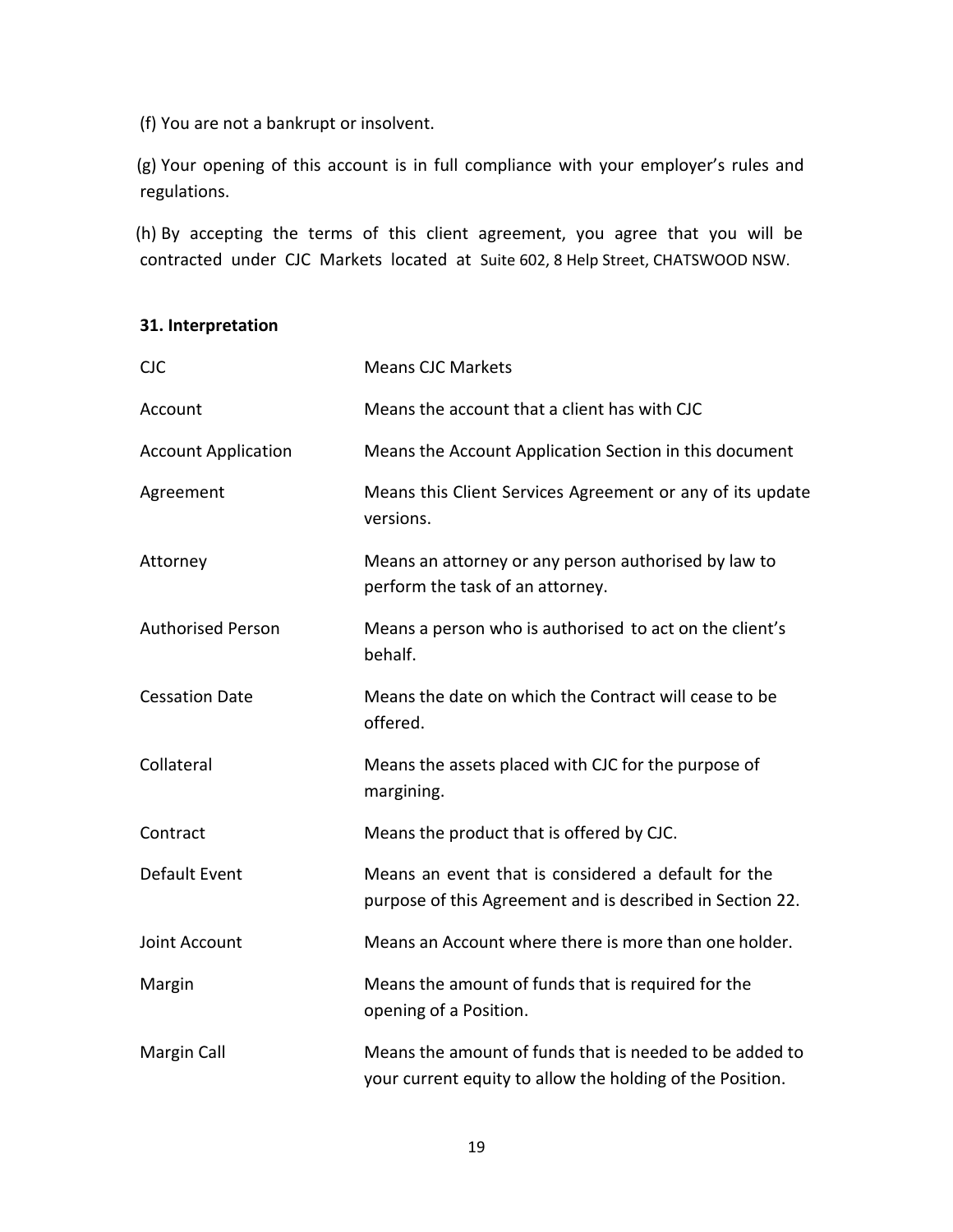(f) You are not a bankrupt or insolvent.

(g) Your opening of this account is in full compliance with your employer's rules and regulations.

(h) By accepting the terms of this client agreement, you agree that you will be contracted under CJC Markets located at Suite 602, 8 Help Street, CHATSWOOD NSW.

**31. Interpretation**

| | |
|---|---|
| CJC | Means CJC Markets |
| Account | Means the account that a client has with CJC |
| Account Application | Means the Account Application Section in this document |
| Agreement | Means this Client Services Agreement or any of its update versions. |
| Attorney | Means an attorney or any person authorised by law to perform the task of an attorney. |
| Authorised Person | Means a person who is authorised to act on the client's behalf. |
| Cessation Date | Means the date on which the Contract will cease to be offered. |
| Collateral | Means the assets placed with CJC for the purpose of margining. |
| Contract | Means the product that is offered by CJC. |
| Default Event | Means an event that is considered a default for the purpose of this Agreement and is described in Section 22. |
| Joint Account | Means an Account where there is more than one holder. |
| Margin | Means the amount of funds that is required for the opening of a Position. |
| Margin Call | Means the amount of funds that is needed to be added to your current equity to allow the holding of the Position. |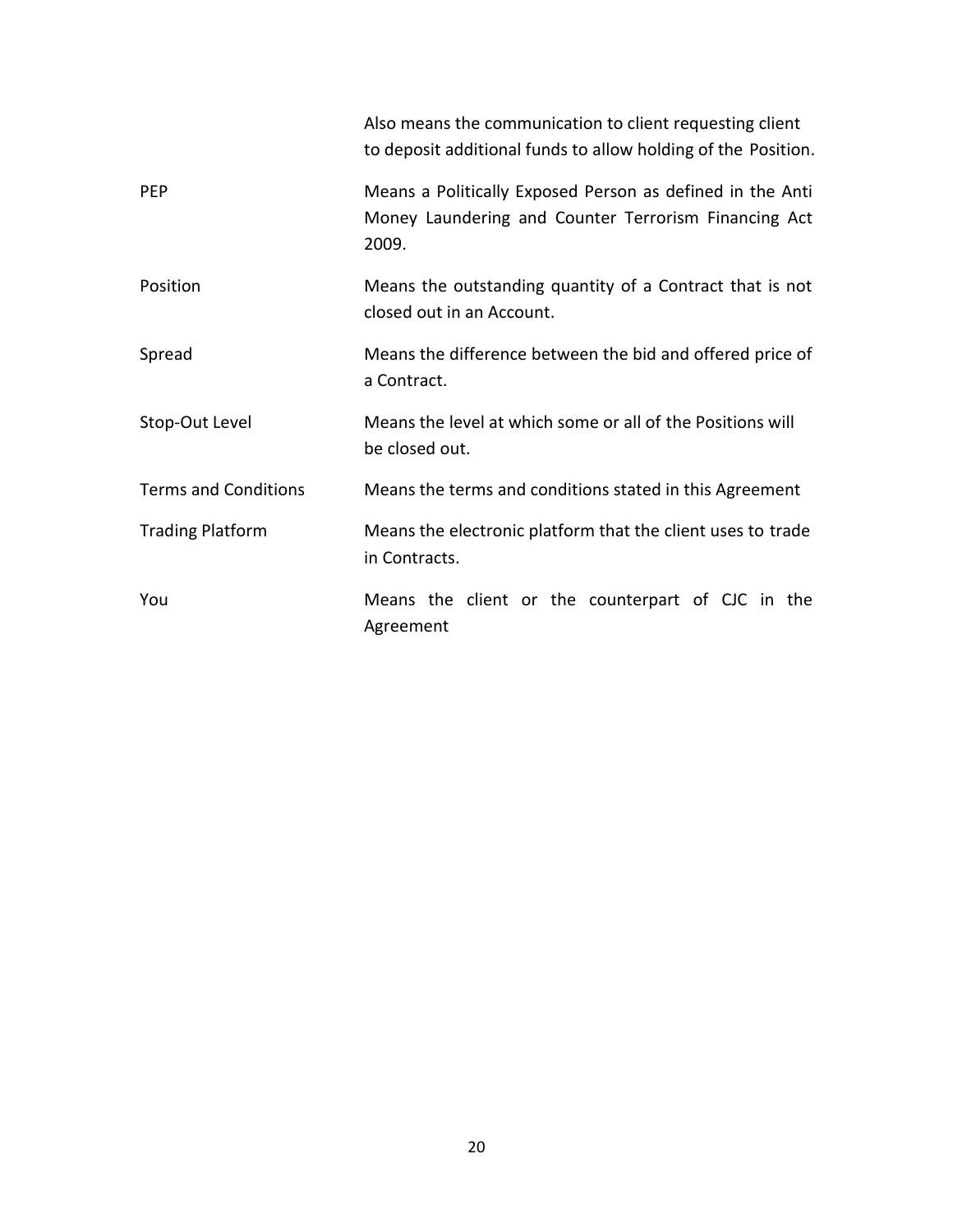| | |
|---|---|
| | Also means the communication to client requesting client to deposit additional funds to allow holding of the Position. |
| PEP | Means a Politically Exposed Person as defined in the Anti Money Laundering and Counter Terrorism Financing Act 2009. |
| Position | Means the outstanding quantity of a Contract that is not closed out in an Account. |
| Spread | Means the difference between the bid and offered price of a Contract. |
| Stop-Out Level | Means the level at which some or all of the Positions will be closed out. |
| Terms and Conditions | Means the terms and conditions stated in this Agreement |
| Trading Platform | Means the electronic platform that the client uses to trade in Contracts. |
| You | Means the client or the counterpart of CJC in the Agreement |